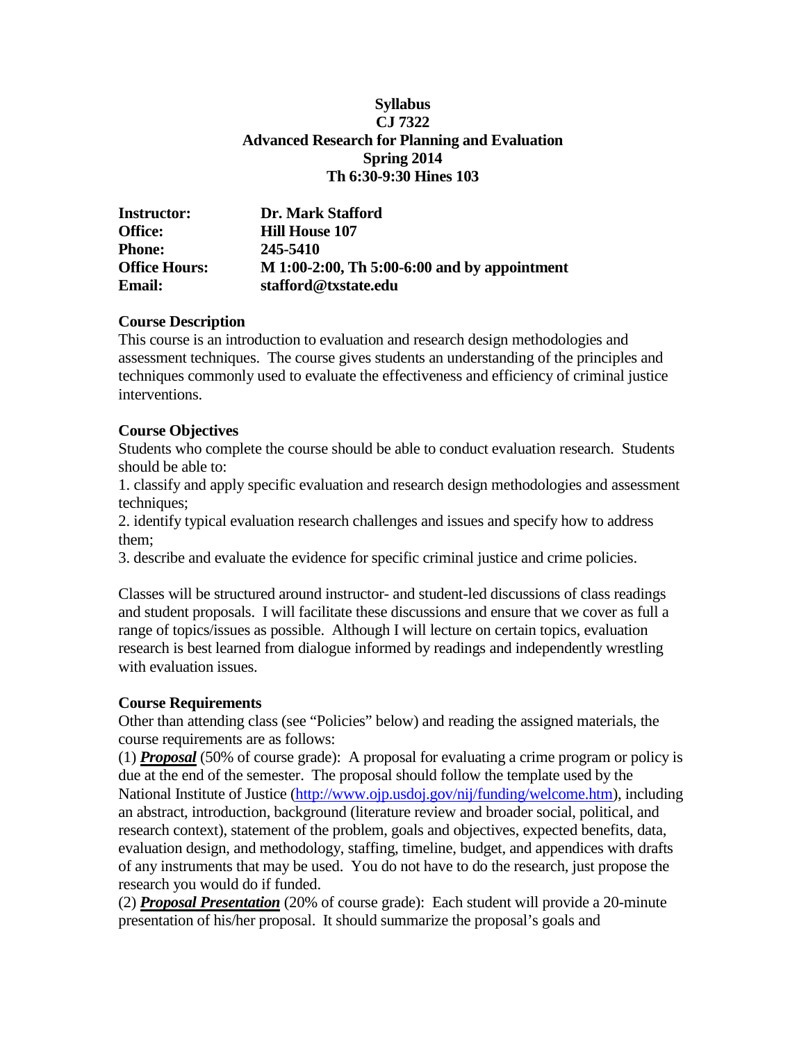**Syllabus**
**CJ 7322**
**Advanced Research for Planning and Evaluation**
**Spring 2014**
**Th 6:30-9:30 Hines 103**

| | |
|---|---|
| **Instructor:** | **Dr. Mark Stafford** |
| **Office:** | **Hill House 107** |
| **Phone:** | **245-5410** |
| **Office Hours:** | **M 1:00-2:00, Th 5:00-6:00 and by appointment** |
| **Email:** | **stafford@txstate.edu** |

### Course Description

This course is an introduction to evaluation and research design methodologies and assessment techniques. The course gives students an understanding of the principles and techniques commonly used to evaluate the effectiveness and efficiency of criminal justice interventions.

### Course Objectives

Students who complete the course should be able to conduct evaluation research. Students should be able to:

1. classify and apply specific evaluation and research design methodologies and assessment techniques;
2. identify typical evaluation research challenges and issues and specify how to address them;
3. describe and evaluate the evidence for specific criminal justice and crime policies.

Classes will be structured around instructor- and student-led discussions of class readings and student proposals. I will facilitate these discussions and ensure that we cover as full a range of topics/issues as possible. Although I will lecture on certain topics, evaluation research is best learned from dialogue informed by readings and independently wrestling with evaluation issues.

### Course Requirements

Other than attending class (see "Policies" below) and reading the assigned materials, the course requirements are as follows:

(1) ***Proposal*** (50% of course grade): A proposal for evaluating a crime program or policy is due at the end of the semester. The proposal should follow the template used by the National Institute of Justice (http://www.ojp.usdoj.gov/nij/funding/welcome.htm), including an abstract, introduction, background (literature review and broader social, political, and research context), statement of the problem, goals and objectives, expected benefits, data, evaluation design, and methodology, staffing, timeline, budget, and appendices with drafts of any instruments that may be used. You do not have to do the research, just propose the research you would do if funded.

(2) ***Proposal Presentation*** (20% of course grade): Each student will provide a 20-minute presentation of his/her proposal. It should summarize the proposal's goals and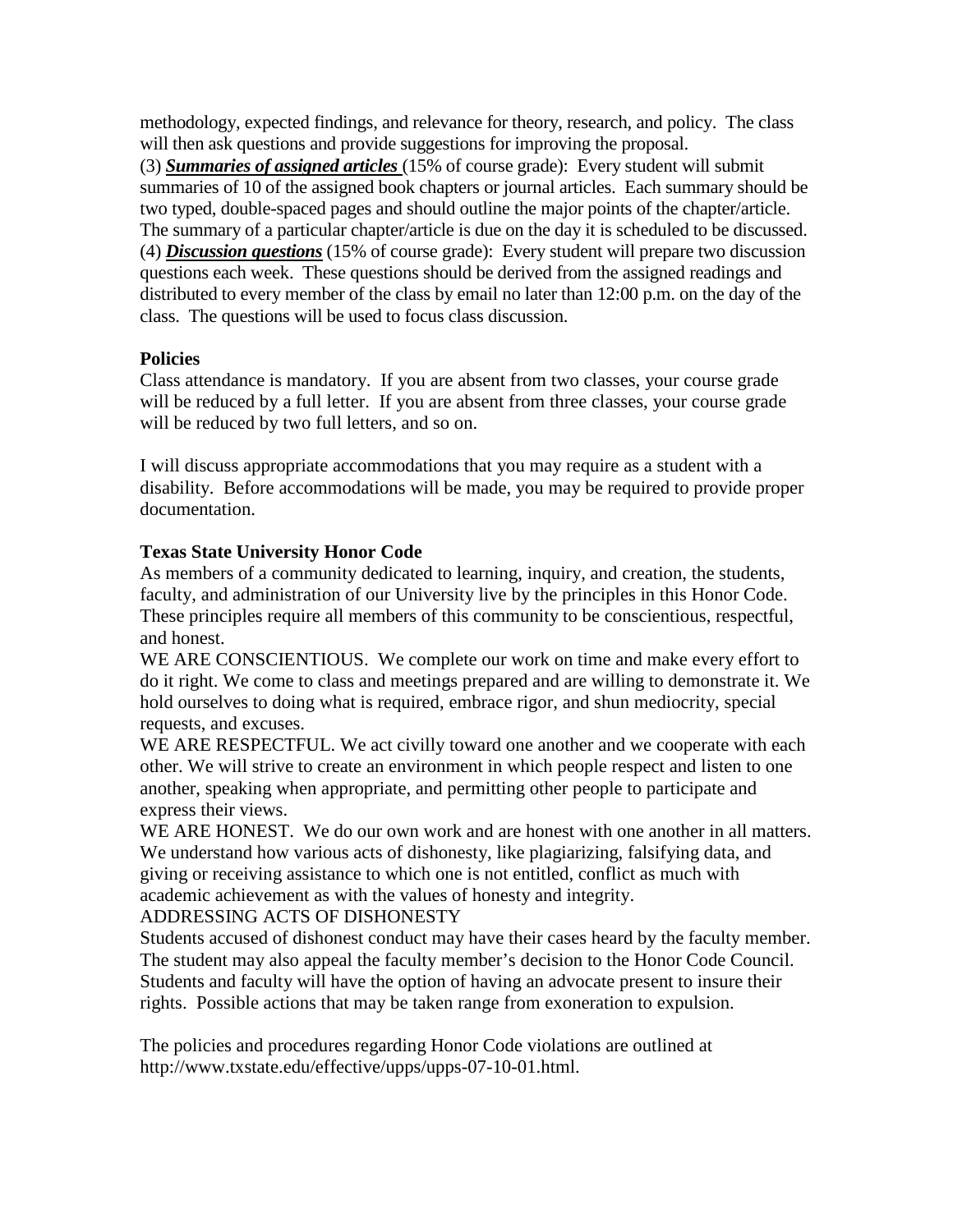methodology, expected findings, and relevance for theory, research, and policy. The class will then ask questions and provide suggestions for improving the proposal.

(3) ***Summaries of assigned articles*** (15% of course grade): Every student will submit summaries of 10 of the assigned book chapters or journal articles. Each summary should be two typed, double-spaced pages and should outline the major points of the chapter/article. The summary of a particular chapter/article is due on the day it is scheduled to be discussed.

(4) ***Discussion questions*** (15% of course grade): Every student will prepare two discussion questions each week. These questions should be derived from the assigned readings and distributed to every member of the class by email no later than 12:00 p.m. on the day of the class. The questions will be used to focus class discussion.

**Policies**

Class attendance is mandatory. If you are absent from two classes, your course grade will be reduced by a full letter. If you are absent from three classes, your course grade will be reduced by two full letters, and so on.

I will discuss appropriate accommodations that you may require as a student with a disability. Before accommodations will be made, you may be required to provide proper documentation.

**Texas State University Honor Code**

As members of a community dedicated to learning, inquiry, and creation, the students, faculty, and administration of our University live by the principles in this Honor Code. These principles require all members of this community to be conscientious, respectful, and honest.

WE ARE CONSCIENTIOUS. We complete our work on time and make every effort to do it right. We come to class and meetings prepared and are willing to demonstrate it. We hold ourselves to doing what is required, embrace rigor, and shun mediocrity, special requests, and excuses.

WE ARE RESPECTFUL. We act civilly toward one another and we cooperate with each other. We will strive to create an environment in which people respect and listen to one another, speaking when appropriate, and permitting other people to participate and express their views.

WE ARE HONEST. We do our own work and are honest with one another in all matters. We understand how various acts of dishonesty, like plagiarizing, falsifying data, and giving or receiving assistance to which one is not entitled, conflict as much with academic achievement as with the values of honesty and integrity.

ADDRESSING ACTS OF DISHONESTY

Students accused of dishonest conduct may have their cases heard by the faculty member. The student may also appeal the faculty member's decision to the Honor Code Council. Students and faculty will have the option of having an advocate present to insure their rights. Possible actions that may be taken range from exoneration to expulsion.

The policies and procedures regarding Honor Code violations are outlined at http://www.txstate.edu/effective/upps/upps-07-10-01.html.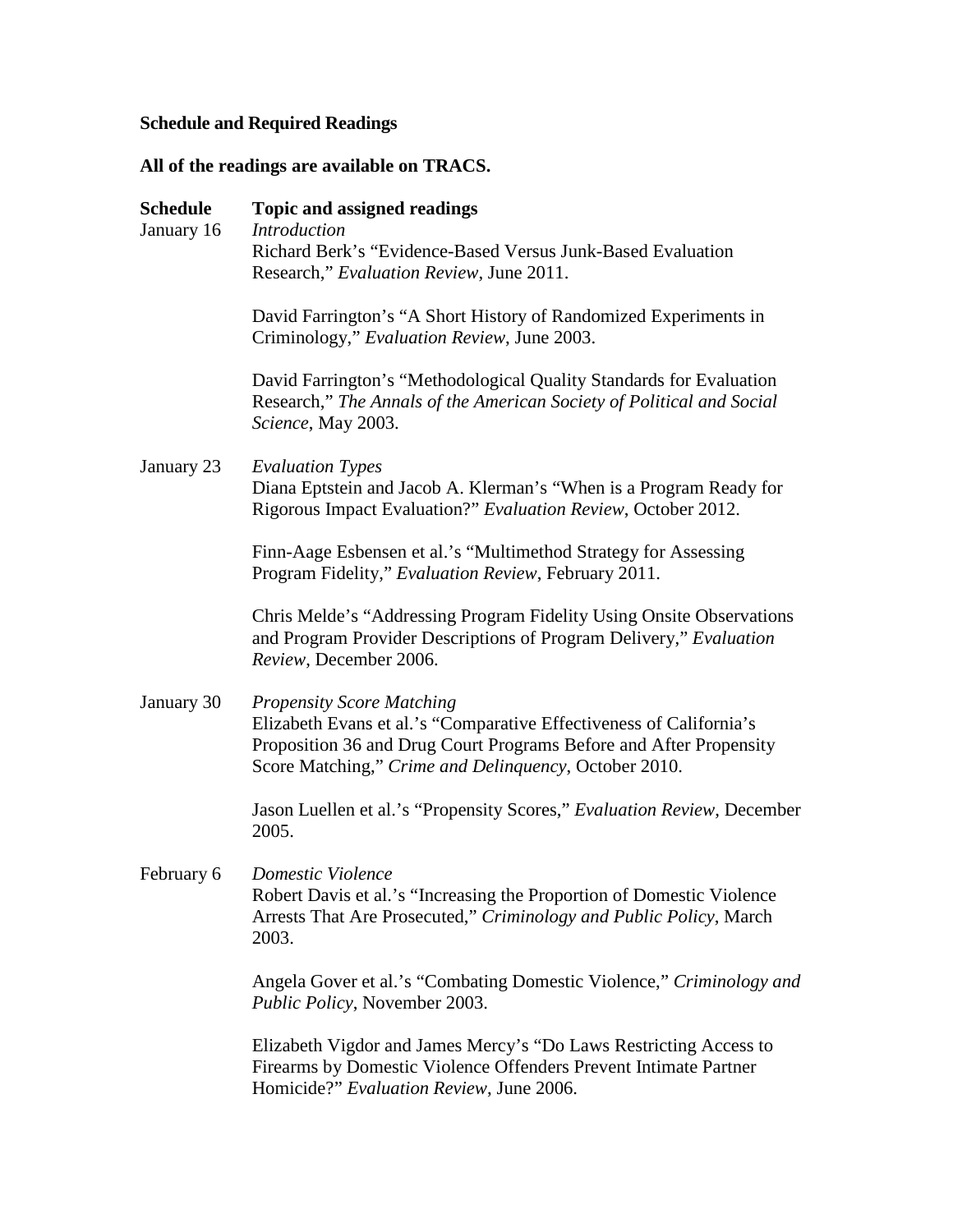**Schedule and Required Readings**

**All of the readings are available on TRACS.**

| **Schedule** | **Topic and assigned readings** |
|---|---|
| January 16 | *Introduction*<br>Richard Berk's "Evidence-Based Versus Junk-Based Evaluation Research," *Evaluation Review*, June 2011.<br><br>David Farrington's "A Short History of Randomized Experiments in Criminology," *Evaluation Review*, June 2003.<br><br>David Farrington's "Methodological Quality Standards for Evaluation Research," *The Annals of the American Society of Political and Social Science*, May 2003. |
| January 23 | *Evaluation Types*<br>Diana Eptstein and Jacob A. Klerman's "When is a Program Ready for Rigorous Impact Evaluation?" *Evaluation Review*, October 2012.<br><br>Finn-Aage Esbensen et al.'s "Multimethod Strategy for Assessing Program Fidelity," *Evaluation Review*, February 2011.<br><br>Chris Melde's "Addressing Program Fidelity Using Onsite Observations and Program Provider Descriptions of Program Delivery," *Evaluation Review*, December 2006. |
| January 30 | *Propensity Score Matching*<br>Elizabeth Evans et al.'s "Comparative Effectiveness of California's Proposition 36 and Drug Court Programs Before and After Propensity Score Matching," *Crime and Delinquency*, October 2010.<br><br>Jason Luellen et al.'s "Propensity Scores," *Evaluation Review*, December 2005. |
| February 6 | *Domestic Violence*<br>Robert Davis et al.'s "Increasing the Proportion of Domestic Violence Arrests That Are Prosecuted," *Criminology and Public Policy*, March 2003.<br><br>Angela Gover et al.'s "Combating Domestic Violence," *Criminology and Public Policy*, November 2003.<br><br>Elizabeth Vigdor and James Mercy's "Do Laws Restricting Access to Firearms by Domestic Violence Offenders Prevent Intimate Partner Homicide?" *Evaluation Review*, June 2006. |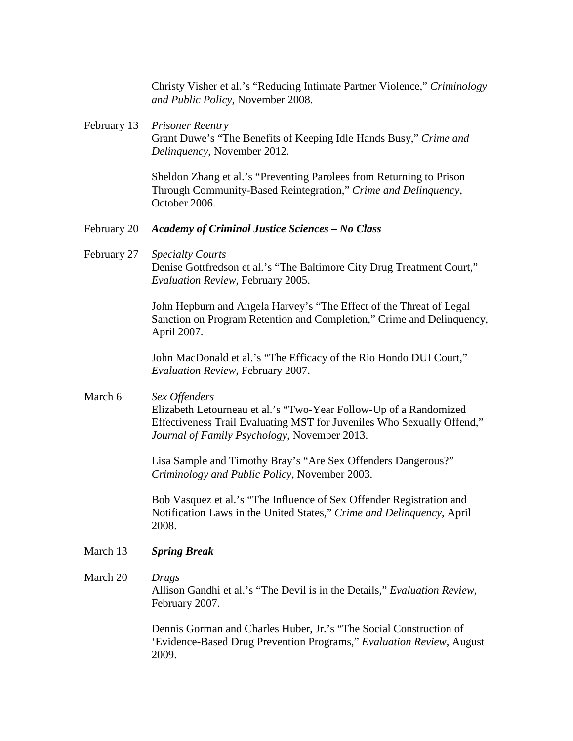Christy Visher et al.'s "Reducing Intimate Partner Violence," *Criminology and Public Policy*, November 2008.

February 13 *Prisoner Reentry*

Grant Duwe's "The Benefits of Keeping Idle Hands Busy," *Crime and Delinquency*, November 2012.

Sheldon Zhang et al.'s "Preventing Parolees from Returning to Prison Through Community-Based Reintegration," *Crime and Delinquency*, October 2006.

February 20 ***Academy of Criminal Justice Sciences – No Class***

February 27 *Specialty Courts*

Denise Gottfredson et al.'s "The Baltimore City Drug Treatment Court," *Evaluation Review*, February 2005.

John Hepburn and Angela Harvey's "The Effect of the Threat of Legal Sanction on Program Retention and Completion," Crime and Delinquency, April 2007.

John MacDonald et al.'s "The Efficacy of the Rio Hondo DUI Court," *Evaluation Review*, February 2007.

March 6 *Sex Offenders*

Elizabeth Letourneau et al.'s "Two-Year Follow-Up of a Randomized Effectiveness Trail Evaluating MST for Juveniles Who Sexually Offend," *Journal of Family Psychology*, November 2013.

Lisa Sample and Timothy Bray's "Are Sex Offenders Dangerous?" *Criminology and Public Policy*, November 2003.

Bob Vasquez et al.'s "The Influence of Sex Offender Registration and Notification Laws in the United States," *Crime and Delinquency*, April 2008.

March 13 ***Spring Break***

March 20 *Drugs*

Allison Gandhi et al.'s "The Devil is in the Details," *Evaluation Review*, February 2007.

Dennis Gorman and Charles Huber, Jr.'s "The Social Construction of 'Evidence-Based Drug Prevention Programs," *Evaluation Review*, August 2009.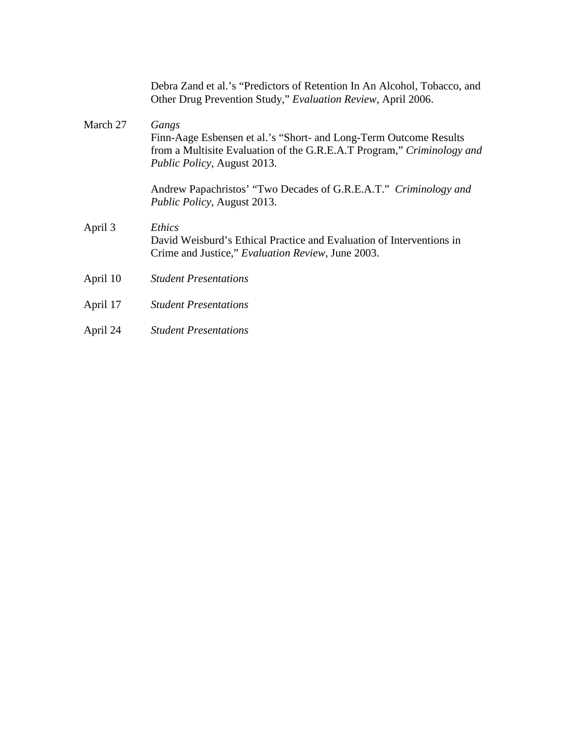Debra Zand et al.'s "Predictors of Retention In An Alcohol, Tobacco, and Other Drug Prevention Study," *Evaluation Review*, April 2006.

March 27 *Gangs*
Finn-Aage Esbensen et al.'s "Short- and Long-Term Outcome Results from a Multisite Evaluation of the G.R.E.A.T Program," *Criminology and Public Policy*, August 2013.

Andrew Papachristos' "Two Decades of G.R.E.A.T." *Criminology and Public Policy*, August 2013.

April 3 *Ethics*
David Weisburd's Ethical Practice and Evaluation of Interventions in Crime and Justice," *Evaluation Review*, June 2003.

April 10 *Student Presentations*

April 17 *Student Presentations*

April 24 *Student Presentations*